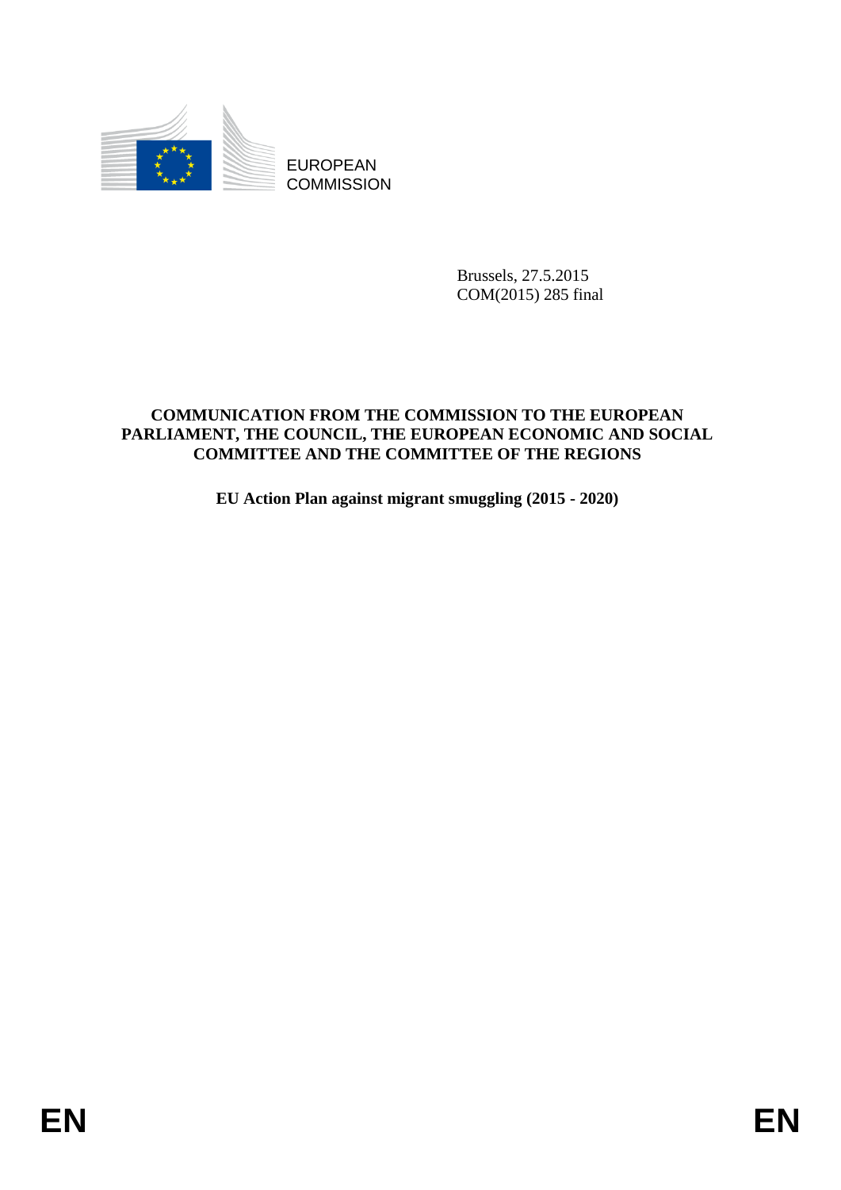EUROPEAN COMMISSION

Brussels, 27.5.2015
COM(2015) 285 final

**COMMUNICATION FROM THE COMMISSION TO THE EUROPEAN PARLIAMENT, THE COUNCIL, THE EUROPEAN ECONOMIC AND SOCIAL COMMITTEE AND THE COMMITTEE OF THE REGIONS**

**EU Action Plan against migrant smuggling (2015 - 2020)**

EN EN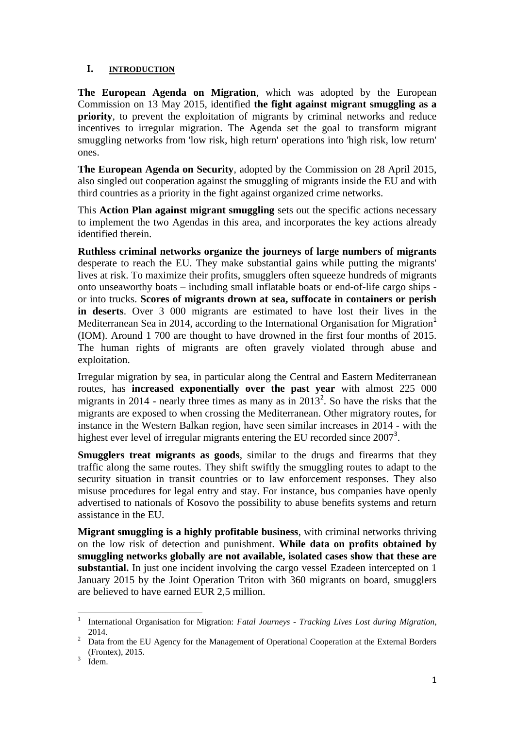# I. INTRODUCTION

**The European Agenda on Migration**, which was adopted by the European Commission on 13 May 2015, identified **the fight against migrant smuggling as a priority**, to prevent the exploitation of migrants by criminal networks and reduce incentives to irregular migration. The Agenda set the goal to transform migrant smuggling networks from 'low risk, high return' operations into 'high risk, low return' ones.

**The European Agenda on Security**, adopted by the Commission on 28 April 2015, also singled out cooperation against the smuggling of migrants inside the EU and with third countries as a priority in the fight against organized crime networks.

This **Action Plan against migrant smuggling** sets out the specific actions necessary to implement the two Agendas in this area, and incorporates the key actions already identified therein.

**Ruthless criminal networks organize the journeys of large numbers of migrants** desperate to reach the EU. They make substantial gains while putting the migrants' lives at risk. To maximize their profits, smugglers often squeeze hundreds of migrants onto unseaworthy boats – including small inflatable boats or end-of-life cargo ships - or into trucks. **Scores of migrants drown at sea, suffocate in containers or perish in deserts**. Over 3 000 migrants are estimated to have lost their lives in the Mediterranean Sea in 2014, according to the International Organisation for Migration[1] (IOM). Around 1 700 are thought to have drowned in the first four months of 2015. The human rights of migrants are often gravely violated through abuse and exploitation.

Irregular migration by sea, in particular along the Central and Eastern Mediterranean routes, has **increased exponentially over the past year** with almost 225 000 migrants in 2014 - nearly three times as many as in 2013[2]. So have the risks that the migrants are exposed to when crossing the Mediterranean. Other migratory routes, for instance in the Western Balkan region, have seen similar increases in 2014 - with the highest ever level of irregular migrants entering the EU recorded since 2007[3].

**Smugglers treat migrants as goods**, similar to the drugs and firearms that they traffic along the same routes. They shift swiftly the smuggling routes to adapt to the security situation in transit countries or to law enforcement responses. They also misuse procedures for legal entry and stay. For instance, bus companies have openly advertised to nationals of Kosovo the possibility to abuse benefits systems and return assistance in the EU.

**Migrant smuggling is a highly profitable business**, with criminal networks thriving on the low risk of detection and punishment. **While data on profits obtained by smuggling networks globally are not available, isolated cases show that these are substantial.** In just one incident involving the cargo vessel Ezadeen intercepted on 1 January 2015 by the Joint Operation Triton with 360 migrants on board, smugglers are believed to have earned EUR 2,5 million.

---

[1] International Organisation for Migration: *Fatal Journeys - Tracking Lives Lost during Migration*, 2014.

[2] Data from the EU Agency for the Management of Operational Cooperation at the External Borders (Frontex), 2015.

[3] Idem.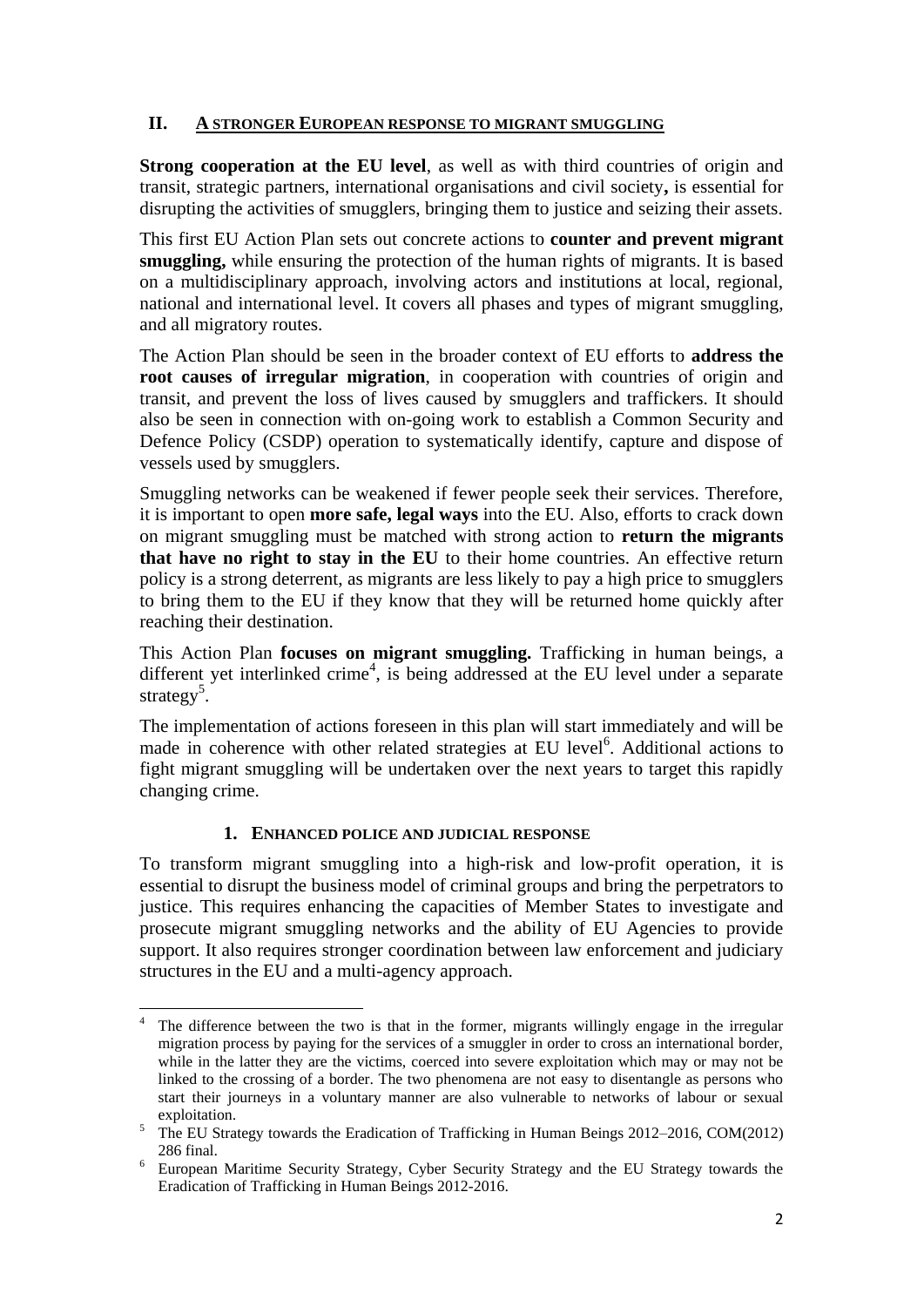## II. A STRONGER EUROPEAN RESPONSE TO MIGRANT SMUGGLING

**Strong cooperation at the EU level**, as well as with third countries of origin and transit, strategic partners, international organisations and civil society**,** is essential for disrupting the activities of smugglers, bringing them to justice and seizing their assets.

This first EU Action Plan sets out concrete actions to **counter and prevent migrant smuggling,** while ensuring the protection of the human rights of migrants. It is based on a multidisciplinary approach, involving actors and institutions at local, regional, national and international level. It covers all phases and types of migrant smuggling, and all migratory routes.

The Action Plan should be seen in the broader context of EU efforts to **address the root causes of irregular migration**, in cooperation with countries of origin and transit, and prevent the loss of lives caused by smugglers and traffickers. It should also be seen in connection with on-going work to establish a Common Security and Defence Policy (CSDP) operation to systematically identify, capture and dispose of vessels used by smugglers.

Smuggling networks can be weakened if fewer people seek their services. Therefore, it is important to open **more safe, legal ways** into the EU. Also, efforts to crack down on migrant smuggling must be matched with strong action to **return the migrants that have no right to stay in the EU** to their home countries. An effective return policy is a strong deterrent, as migrants are less likely to pay a high price to smugglers to bring them to the EU if they know that they will be returned home quickly after reaching their destination.

This Action Plan **focuses on migrant smuggling.** Trafficking in human beings, a different yet interlinked crime[4], is being addressed at the EU level under a separate strategy[5].

The implementation of actions foreseen in this plan will start immediately and will be made in coherence with other related strategies at EU level[6]. Additional actions to fight migrant smuggling will be undertaken over the next years to target this rapidly changing crime.

### 1. ENHANCED POLICE AND JUDICIAL RESPONSE

To transform migrant smuggling into a high-risk and low-profit operation, it is essential to disrupt the business model of criminal groups and bring the perpetrators to justice. This requires enhancing the capacities of Member States to investigate and prosecute migrant smuggling networks and the ability of EU Agencies to provide support. It also requires stronger coordination between law enforcement and judiciary structures in the EU and a multi-agency approach.

---

[4] The difference between the two is that in the former, migrants willingly engage in the irregular migration process by paying for the services of a smuggler in order to cross an international border, while in the latter they are the victims, coerced into severe exploitation which may or may not be linked to the crossing of a border. The two phenomena are not easy to disentangle as persons who start their journeys in a voluntary manner are also vulnerable to networks of labour or sexual exploitation.

[5] The EU Strategy towards the Eradication of Trafficking in Human Beings 2012–2016, COM(2012) 286 final.

[6] European Maritime Security Strategy, Cyber Security Strategy and the EU Strategy towards the Eradication of Trafficking in Human Beings 2012-2016.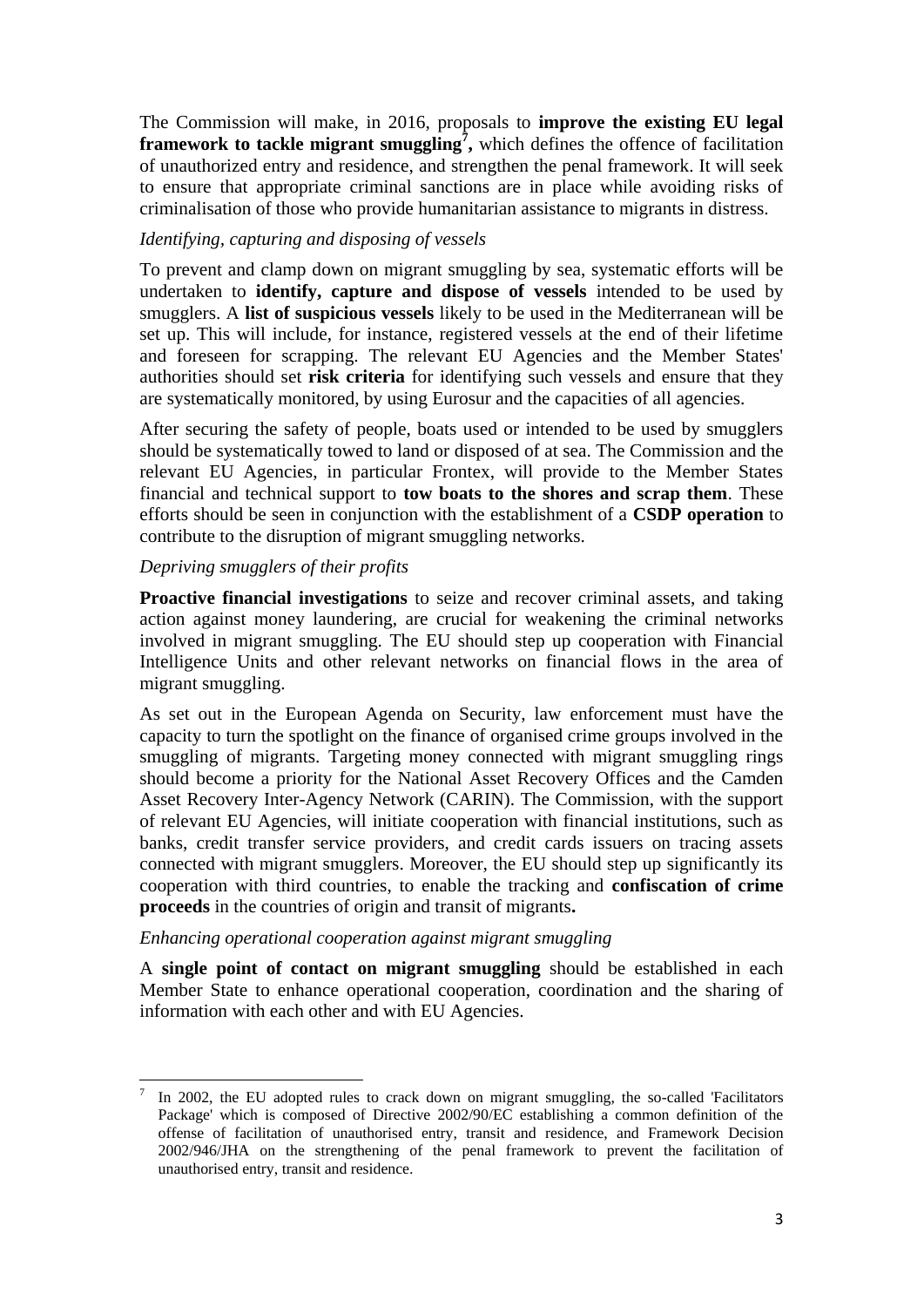The Commission will make, in 2016, proposals to **improve the existing EU legal framework to tackle migrant smuggling**[7]**,** which defines the offence of facilitation of unauthorized entry and residence, and strengthen the penal framework. It will seek to ensure that appropriate criminal sanctions are in place while avoiding risks of criminalisation of those who provide humanitarian assistance to migrants in distress.

*Identifying, capturing and disposing of vessels*

To prevent and clamp down on migrant smuggling by sea, systematic efforts will be undertaken to **identify, capture and dispose of vessels** intended to be used by smugglers. A **list of suspicious vessels** likely to be used in the Mediterranean will be set up. This will include, for instance, registered vessels at the end of their lifetime and foreseen for scrapping. The relevant EU Agencies and the Member States' authorities should set **risk criteria** for identifying such vessels and ensure that they are systematically monitored, by using Eurosur and the capacities of all agencies.

After securing the safety of people, boats used or intended to be used by smugglers should be systematically towed to land or disposed of at sea. The Commission and the relevant EU Agencies, in particular Frontex, will provide to the Member States financial and technical support to **tow boats to the shores and scrap them**. These efforts should be seen in conjunction with the establishment of a **CSDP operation** to contribute to the disruption of migrant smuggling networks.

*Depriving smugglers of their profits*

**Proactive financial investigations** to seize and recover criminal assets, and taking action against money laundering, are crucial for weakening the criminal networks involved in migrant smuggling. The EU should step up cooperation with Financial Intelligence Units and other relevant networks on financial flows in the area of migrant smuggling.

As set out in the European Agenda on Security, law enforcement must have the capacity to turn the spotlight on the finance of organised crime groups involved in the smuggling of migrants. Targeting money connected with migrant smuggling rings should become a priority for the National Asset Recovery Offices and the Camden Asset Recovery Inter-Agency Network (CARIN). The Commission, with the support of relevant EU Agencies, will initiate cooperation with financial institutions, such as banks, credit transfer service providers, and credit cards issuers on tracing assets connected with migrant smugglers. Moreover, the EU should step up significantly its cooperation with third countries, to enable the tracking and **confiscation of crime proceeds** in the countries of origin and transit of migrants**.**

*Enhancing operational cooperation against migrant smuggling*

A **single point of contact on migrant smuggling** should be established in each Member State to enhance operational cooperation, coordination and the sharing of information with each other and with EU Agencies.

---

[7] In 2002, the EU adopted rules to crack down on migrant smuggling, the so-called 'Facilitators Package' which is composed of Directive 2002/90/EC establishing a common definition of the offense of facilitation of unauthorised entry, transit and residence, and Framework Decision 2002/946/JHA on the strengthening of the penal framework to prevent the facilitation of unauthorised entry, transit and residence.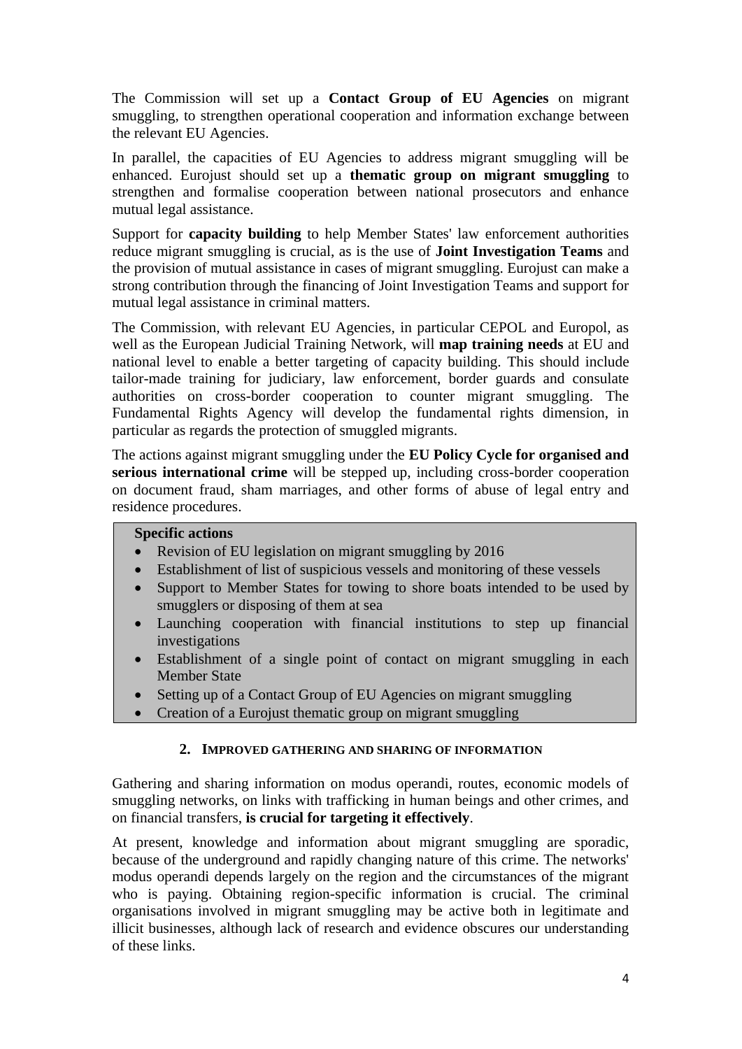The Commission will set up a **Contact Group of EU Agencies** on migrant smuggling, to strengthen operational cooperation and information exchange between the relevant EU Agencies.

In parallel, the capacities of EU Agencies to address migrant smuggling will be enhanced. Eurojust should set up a **thematic group on migrant smuggling** to strengthen and formalise cooperation between national prosecutors and enhance mutual legal assistance.

Support for **capacity building** to help Member States' law enforcement authorities reduce migrant smuggling is crucial, as is the use of **Joint Investigation Teams** and the provision of mutual assistance in cases of migrant smuggling. Eurojust can make a strong contribution through the financing of Joint Investigation Teams and support for mutual legal assistance in criminal matters.

The Commission, with relevant EU Agencies, in particular CEPOL and Europol, as well as the European Judicial Training Network, will **map training needs** at EU and national level to enable a better targeting of capacity building. This should include tailor-made training for judiciary, law enforcement, border guards and consulate authorities on cross-border cooperation to counter migrant smuggling. The Fundamental Rights Agency will develop the fundamental rights dimension, in particular as regards the protection of smuggled migrants.

The actions against migrant smuggling under the **EU Policy Cycle for organised and serious international crime** will be stepped up, including cross-border cooperation on document fraud, sham marriages, and other forms of abuse of legal entry and residence procedures.

**Specific actions**

- Revision of EU legislation on migrant smuggling by 2016
- Establishment of list of suspicious vessels and monitoring of these vessels
- Support to Member States for towing to shore boats intended to be used by smugglers or disposing of them at sea
- Launching cooperation with financial institutions to step up financial investigations
- Establishment of a single point of contact on migrant smuggling in each Member State
- Setting up of a Contact Group of EU Agencies on migrant smuggling
- Creation of a Eurojust thematic group on migrant smuggling

## 2. IMPROVED GATHERING AND SHARING OF INFORMATION

Gathering and sharing information on modus operandi, routes, economic models of smuggling networks, on links with trafficking in human beings and other crimes, and on financial transfers, **is crucial for targeting it effectively**.

At present, knowledge and information about migrant smuggling are sporadic, because of the underground and rapidly changing nature of this crime. The networks' modus operandi depends largely on the region and the circumstances of the migrant who is paying. Obtaining region-specific information is crucial. The criminal organisations involved in migrant smuggling may be active both in legitimate and illicit businesses, although lack of research and evidence obscures our understanding of these links.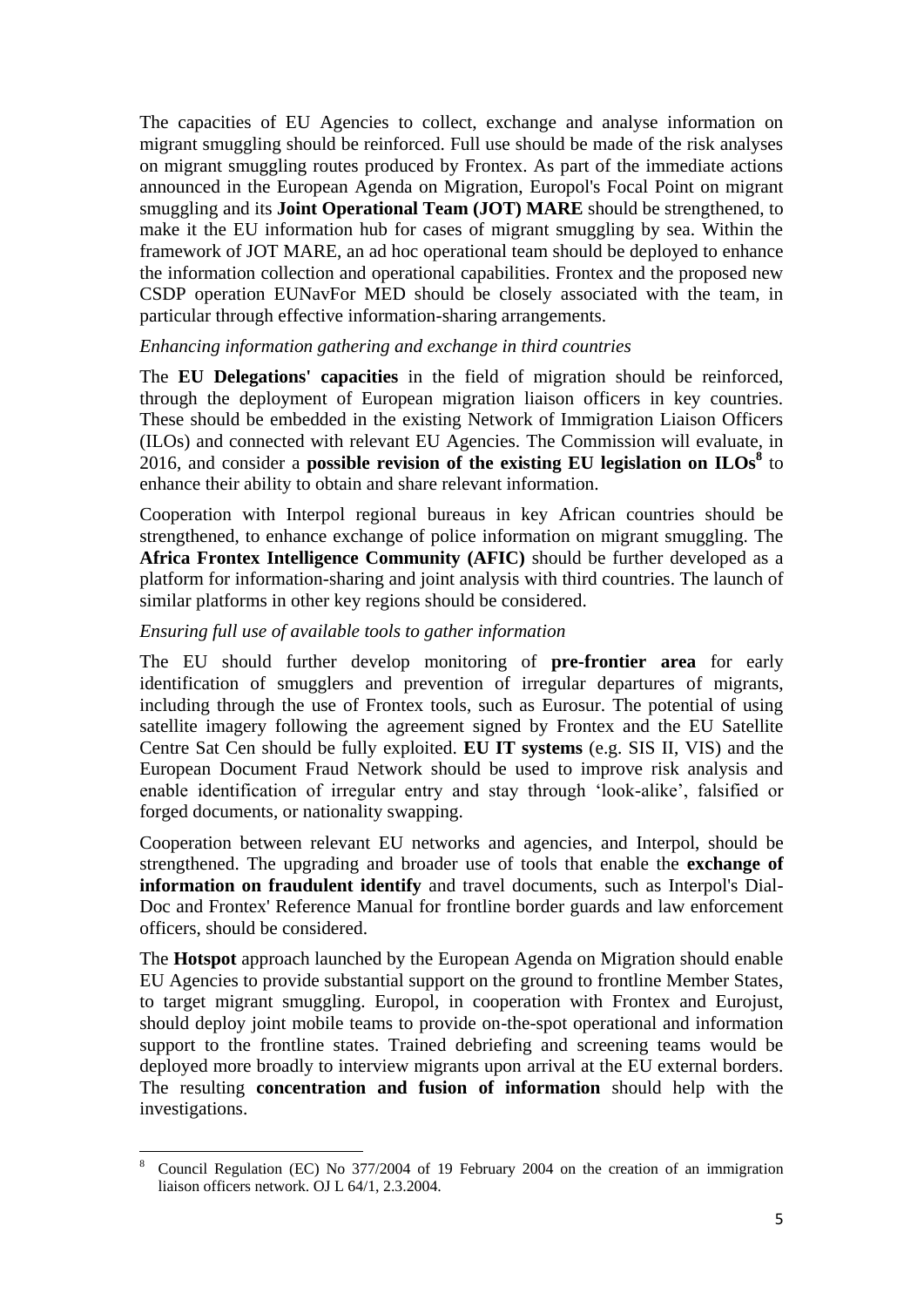The capacities of EU Agencies to collect, exchange and analyse information on migrant smuggling should be reinforced. Full use should be made of the risk analyses on migrant smuggling routes produced by Frontex. As part of the immediate actions announced in the European Agenda on Migration, Europol's Focal Point on migrant smuggling and its **Joint Operational Team (JOT) MARE** should be strengthened, to make it the EU information hub for cases of migrant smuggling by sea. Within the framework of JOT MARE, an ad hoc operational team should be deployed to enhance the information collection and operational capabilities. Frontex and the proposed new CSDP operation EUNavFor MED should be closely associated with the team, in particular through effective information-sharing arrangements.

*Enhancing information gathering and exchange in third countries*

The **EU Delegations' capacities** in the field of migration should be reinforced, through the deployment of European migration liaison officers in key countries. These should be embedded in the existing Network of Immigration Liaison Officers (ILOs) and connected with relevant EU Agencies. The Commission will evaluate, in 2016, and consider a **possible revision of the existing EU legislation on ILOs**[8] to enhance their ability to obtain and share relevant information.

Cooperation with Interpol regional bureaus in key African countries should be strengthened, to enhance exchange of police information on migrant smuggling. The **Africa Frontex Intelligence Community (AFIC)** should be further developed as a platform for information-sharing and joint analysis with third countries. The launch of similar platforms in other key regions should be considered.

*Ensuring full use of available tools to gather information*

The EU should further develop monitoring of **pre-frontier area** for early identification of smugglers and prevention of irregular departures of migrants, including through the use of Frontex tools, such as Eurosur. The potential of using satellite imagery following the agreement signed by Frontex and the EU Satellite Centre Sat Cen should be fully exploited. **EU IT systems** (e.g. SIS II, VIS) and the European Document Fraud Network should be used to improve risk analysis and enable identification of irregular entry and stay through 'look-alike', falsified or forged documents, or nationality swapping.

Cooperation between relevant EU networks and agencies, and Interpol, should be strengthened. The upgrading and broader use of tools that enable the **exchange of information on fraudulent identify** and travel documents, such as Interpol's Dial-Doc and Frontex' Reference Manual for frontline border guards and law enforcement officers, should be considered.

The **Hotspot** approach launched by the European Agenda on Migration should enable EU Agencies to provide substantial support on the ground to frontline Member States, to target migrant smuggling. Europol, in cooperation with Frontex and Eurojust, should deploy joint mobile teams to provide on-the-spot operational and information support to the frontline states. Trained debriefing and screening teams would be deployed more broadly to interview migrants upon arrival at the EU external borders. The resulting **concentration and fusion of information** should help with the investigations.

---

[8] Council Regulation (EC) No 377/2004 of 19 February 2004 on the creation of an immigration liaison officers network. OJ L 64/1, 2.3.2004.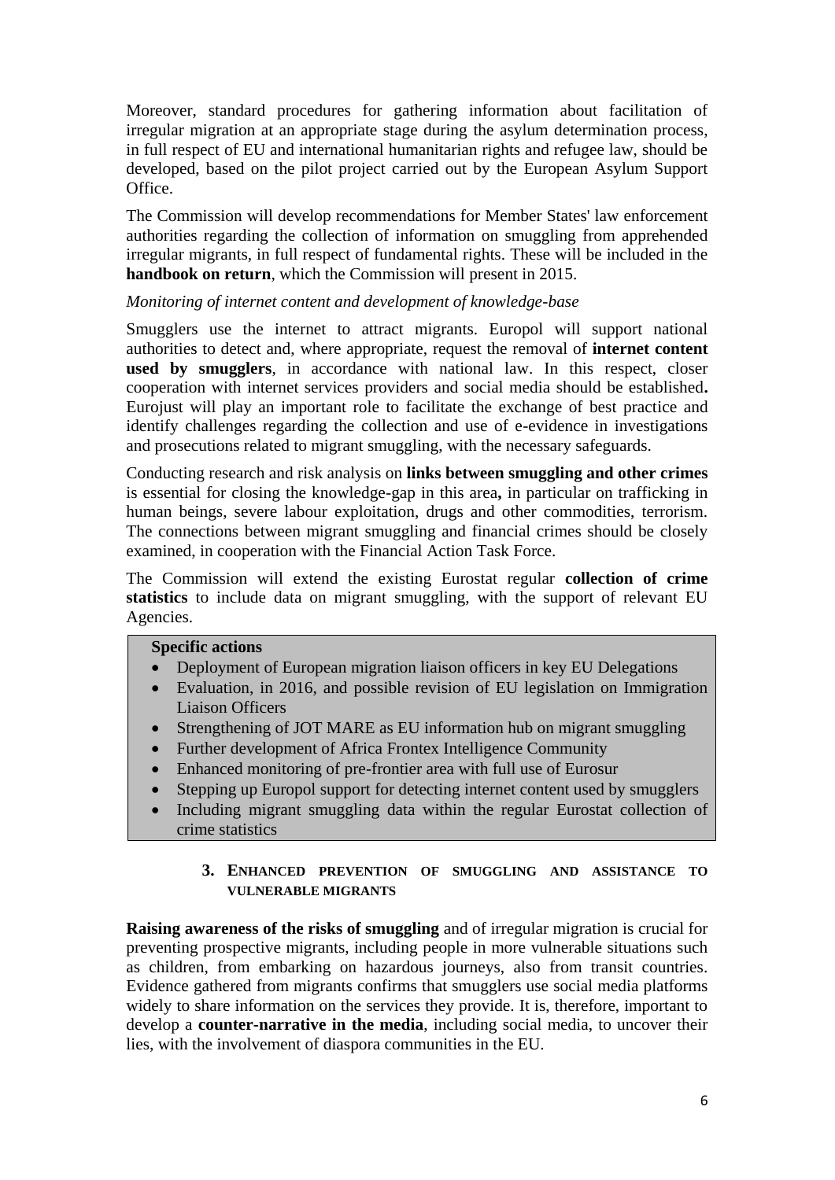Moreover, standard procedures for gathering information about facilitation of irregular migration at an appropriate stage during the asylum determination process, in full respect of EU and international humanitarian rights and refugee law, should be developed, based on the pilot project carried out by the European Asylum Support Office.

The Commission will develop recommendations for Member States' law enforcement authorities regarding the collection of information on smuggling from apprehended irregular migrants, in full respect of fundamental rights. These will be included in the **handbook on return**, which the Commission will present in 2015.

*Monitoring of internet content and development of knowledge-base*

Smugglers use the internet to attract migrants. Europol will support national authorities to detect and, where appropriate, request the removal of **internet content used by smugglers**, in accordance with national law. In this respect, closer cooperation with internet services providers and social media should be established**.** Eurojust will play an important role to facilitate the exchange of best practice and identify challenges regarding the collection and use of e-evidence in investigations and prosecutions related to migrant smuggling, with the necessary safeguards.

Conducting research and risk analysis on **links between smuggling and other crimes** is essential for closing the knowledge-gap in this area**,** in particular on trafficking in human beings, severe labour exploitation, drugs and other commodities, terrorism. The connections between migrant smuggling and financial crimes should be closely examined, in cooperation with the Financial Action Task Force.

The Commission will extend the existing Eurostat regular **collection of crime statistics** to include data on migrant smuggling, with the support of relevant EU Agencies.

**Specific actions**

- Deployment of European migration liaison officers in key EU Delegations
- Evaluation, in 2016, and possible revision of EU legislation on Immigration Liaison Officers
- Strengthening of JOT MARE as EU information hub on migrant smuggling
- Further development of Africa Frontex Intelligence Community
- Enhanced monitoring of pre-frontier area with full use of Eurosur
- Stepping up Europol support for detecting internet content used by smugglers
- Including migrant smuggling data within the regular Eurostat collection of crime statistics

## 3. Enhanced prevention of smuggling and assistance to vulnerable migrants

**Raising awareness of the risks of smuggling** and of irregular migration is crucial for preventing prospective migrants, including people in more vulnerable situations such as children, from embarking on hazardous journeys, also from transit countries. Evidence gathered from migrants confirms that smugglers use social media platforms widely to share information on the services they provide. It is, therefore, important to develop a **counter-narrative in the media**, including social media, to uncover their lies, with the involvement of diaspora communities in the EU.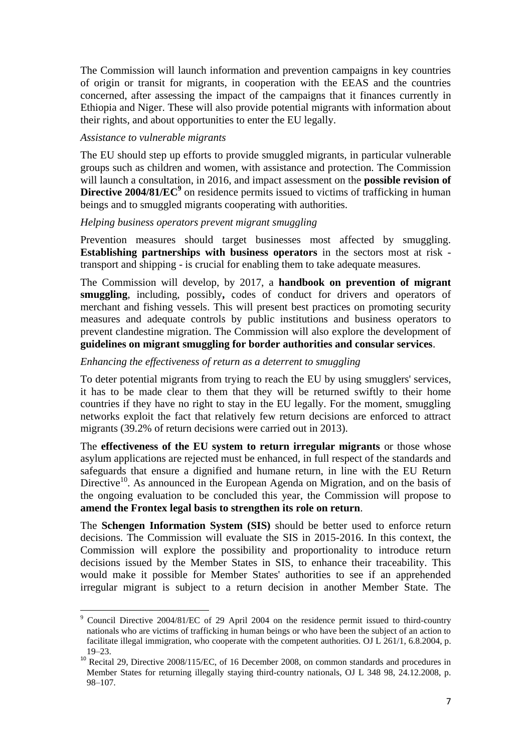The Commission will launch information and prevention campaigns in key countries of origin or transit for migrants, in cooperation with the EEAS and the countries concerned, after assessing the impact of the campaigns that it finances currently in Ethiopia and Niger. These will also provide potential migrants with information about their rights, and about opportunities to enter the EU legally.

*Assistance to vulnerable migrants*

The EU should step up efforts to provide smuggled migrants, in particular vulnerable groups such as children and women, with assistance and protection. The Commission will launch a consultation, in 2016, and impact assessment on the **possible revision of Directive 2004/81/EC**[9] on residence permits issued to victims of trafficking in human beings and to smuggled migrants cooperating with authorities.

*Helping business operators prevent migrant smuggling*

Prevention measures should target businesses most affected by smuggling. **Establishing partnerships with business operators** in the sectors most at risk - transport and shipping - is crucial for enabling them to take adequate measures.

The Commission will develop, by 2017, a **handbook on prevention of migrant smuggling**, including, possibly**,** codes of conduct for drivers and operators of merchant and fishing vessels. This will present best practices on promoting security measures and adequate controls by public institutions and business operators to prevent clandestine migration. The Commission will also explore the development of **guidelines on migrant smuggling for border authorities and consular services**.

*Enhancing the effectiveness of return as a deterrent to smuggling*

To deter potential migrants from trying to reach the EU by using smugglers' services, it has to be made clear to them that they will be returned swiftly to their home countries if they have no right to stay in the EU legally. For the moment, smuggling networks exploit the fact that relatively few return decisions are enforced to attract migrants (39.2% of return decisions were carried out in 2013).

The **effectiveness of the EU system to return irregular migrants** or those whose asylum applications are rejected must be enhanced, in full respect of the standards and safeguards that ensure a dignified and humane return, in line with the EU Return Directive[10]. As announced in the European Agenda on Migration, and on the basis of the ongoing evaluation to be concluded this year, the Commission will propose to **amend the Frontex legal basis to strengthen its role on return**.

The **Schengen Information System (SIS)** should be better used to enforce return decisions. The Commission will evaluate the SIS in 2015-2016. In this context, the Commission will explore the possibility and proportionality to introduce return decisions issued by the Member States in SIS, to enhance their traceability. This would make it possible for Member States' authorities to see if an apprehended irregular migrant is subject to a return decision in another Member State. The

---

[9] Council Directive 2004/81/EC of 29 April 2004 on the residence permit issued to third-country nationals who are victims of trafficking in human beings or who have been the subject of an action to facilitate illegal immigration, who cooperate with the competent authorities. OJ L 261/1, 6.8.2004, p. 19–23.

[10] Recital 29, Directive 2008/115/EC, of 16 December 2008, on common standards and procedures in Member States for returning illegally staying third-country nationals, OJ L 348 98, 24.12.2008, p. 98–107.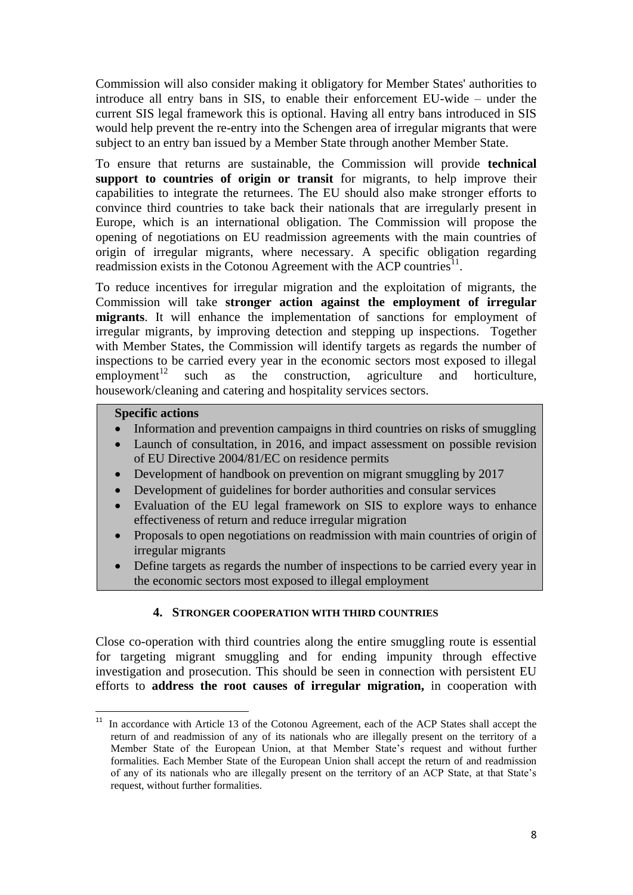Commission will also consider making it obligatory for Member States' authorities to introduce all entry bans in SIS, to enable their enforcement EU-wide – under the current SIS legal framework this is optional. Having all entry bans introduced in SIS would help prevent the re-entry into the Schengen area of irregular migrants that were subject to an entry ban issued by a Member State through another Member State.

To ensure that returns are sustainable, the Commission will provide **technical support to countries of origin or transit** for migrants, to help improve their capabilities to integrate the returnees. The EU should also make stronger efforts to convince third countries to take back their nationals that are irregularly present in Europe, which is an international obligation. The Commission will propose the opening of negotiations on EU readmission agreements with the main countries of origin of irregular migrants, where necessary. A specific obligation regarding readmission exists in the Cotonou Agreement with the ACP countries[11].

To reduce incentives for irregular migration and the exploitation of migrants, the Commission will take **stronger action against the employment of irregular migrants**. It will enhance the implementation of sanctions for employment of irregular migrants, by improving detection and stepping up inspections. Together with Member States, the Commission will identify targets as regards the number of inspections to be carried every year in the economic sectors most exposed to illegal employment[12] such as the construction, agriculture and horticulture, housework/cleaning and catering and hospitality services sectors.

**Specific actions**

- Information and prevention campaigns in third countries on risks of smuggling
- Launch of consultation, in 2016, and impact assessment on possible revision of EU Directive 2004/81/EC on residence permits
- Development of handbook on prevention on migrant smuggling by 2017
- Development of guidelines for border authorities and consular services
- Evaluation of the EU legal framework on SIS to explore ways to enhance effectiveness of return and reduce irregular migration
- Proposals to open negotiations on readmission with main countries of origin of irregular migrants
- Define targets as regards the number of inspections to be carried every year in the economic sectors most exposed to illegal employment

## 4. STRONGER COOPERATION WITH THIRD COUNTRIES

Close co-operation with third countries along the entire smuggling route is essential for targeting migrant smuggling and for ending impunity through effective investigation and prosecution. This should be seen in connection with persistent EU efforts to **address the root causes of irregular migration,** in cooperation with

[11] In accordance with Article 13 of the Cotonou Agreement, each of the ACP States shall accept the return of and readmission of any of its nationals who are illegally present on the territory of a Member State of the European Union, at that Member State's request and without further formalities. Each Member State of the European Union shall accept the return of and readmission of any of its nationals who are illegally present on the territory of an ACP State, at that State's request, without further formalities.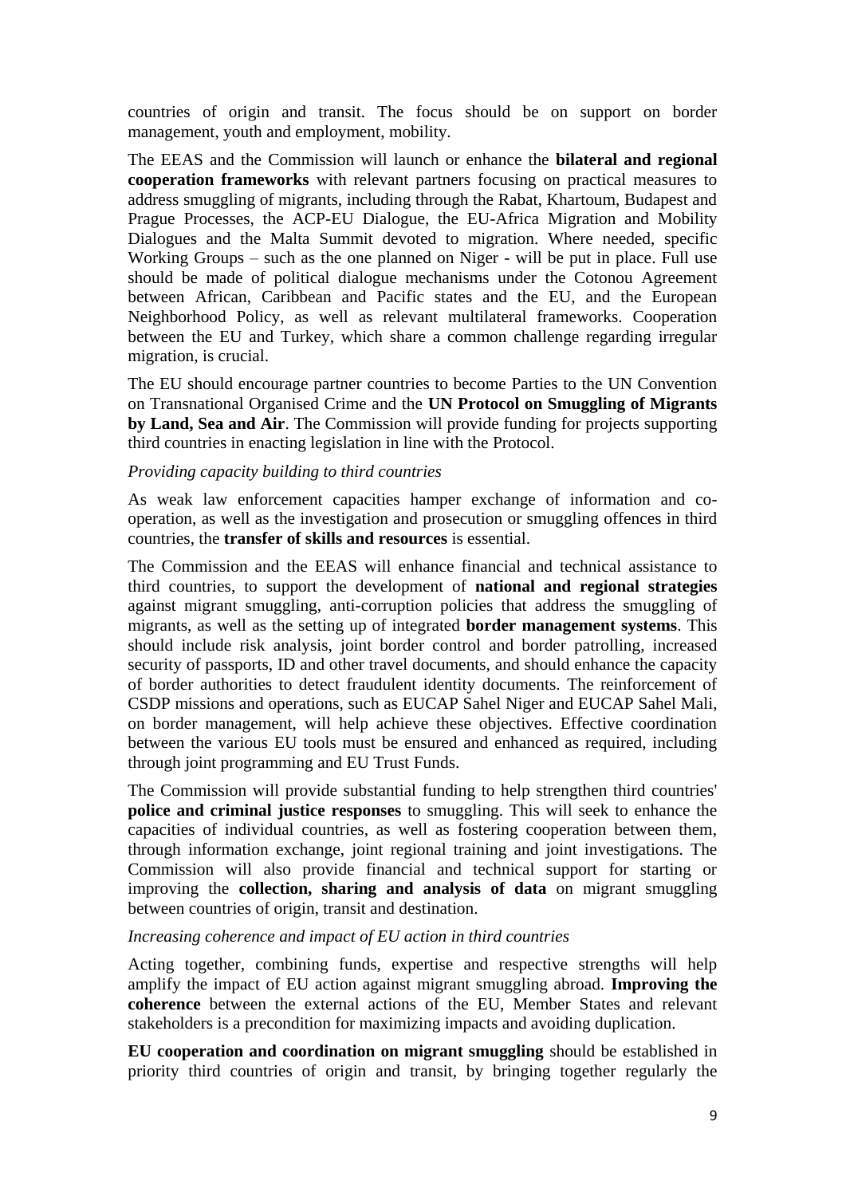countries of origin and transit. The focus should be on support on border management, youth and employment, mobility.

The EEAS and the Commission will launch or enhance the **bilateral and regional cooperation frameworks** with relevant partners focusing on practical measures to address smuggling of migrants, including through the Rabat, Khartoum, Budapest and Prague Processes, the ACP-EU Dialogue, the EU-Africa Migration and Mobility Dialogues and the Malta Summit devoted to migration. Where needed, specific Working Groups – such as the one planned on Niger - will be put in place. Full use should be made of political dialogue mechanisms under the Cotonou Agreement between African, Caribbean and Pacific states and the EU, and the European Neighborhood Policy, as well as relevant multilateral frameworks. Cooperation between the EU and Turkey, which share a common challenge regarding irregular migration, is crucial.

The EU should encourage partner countries to become Parties to the UN Convention on Transnational Organised Crime and the **UN Protocol on Smuggling of Migrants by Land, Sea and Air**. The Commission will provide funding for projects supporting third countries in enacting legislation in line with the Protocol.

*Providing capacity building to third countries*

As weak law enforcement capacities hamper exchange of information and co-operation, as well as the investigation and prosecution or smuggling offences in third countries, the **transfer of skills and resources** is essential.

The Commission and the EEAS will enhance financial and technical assistance to third countries, to support the development of **national and regional strategies** against migrant smuggling, anti-corruption policies that address the smuggling of migrants, as well as the setting up of integrated **border management systems**. This should include risk analysis, joint border control and border patrolling, increased security of passports, ID and other travel documents, and should enhance the capacity of border authorities to detect fraudulent identity documents. The reinforcement of CSDP missions and operations, such as EUCAP Sahel Niger and EUCAP Sahel Mali, on border management, will help achieve these objectives. Effective coordination between the various EU tools must be ensured and enhanced as required, including through joint programming and EU Trust Funds.

The Commission will provide substantial funding to help strengthen third countries' **police and criminal justice responses** to smuggling. This will seek to enhance the capacities of individual countries, as well as fostering cooperation between them, through information exchange, joint regional training and joint investigations. The Commission will also provide financial and technical support for starting or improving the **collection, sharing and analysis of data** on migrant smuggling between countries of origin, transit and destination.

*Increasing coherence and impact of EU action in third countries*

Acting together, combining funds, expertise and respective strengths will help amplify the impact of EU action against migrant smuggling abroad. **Improving the coherence** between the external actions of the EU, Member States and relevant stakeholders is a precondition for maximizing impacts and avoiding duplication.

**EU cooperation and coordination on migrant smuggling** should be established in priority third countries of origin and transit, by bringing together regularly the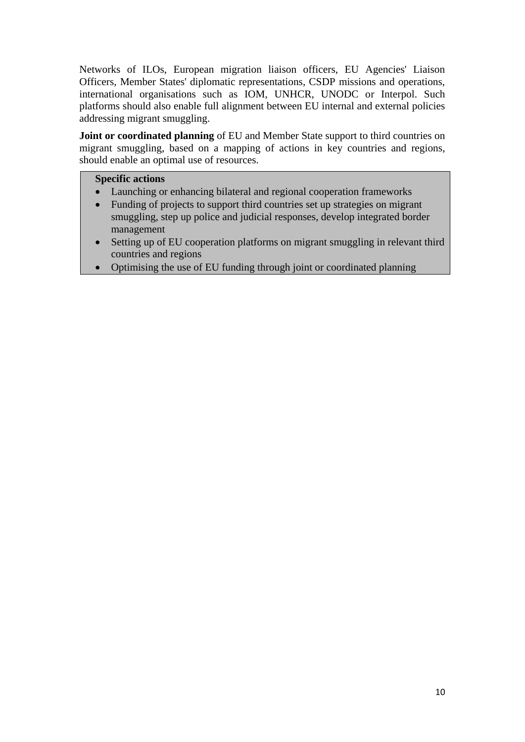Networks of ILOs, European migration liaison officers, EU Agencies' Liaison Officers, Member States' diplomatic representations, CSDP missions and operations, international organisations such as IOM, UNHCR, UNODC or Interpol. Such platforms should also enable full alignment between EU internal and external policies addressing migrant smuggling.

**Joint or coordinated planning** of EU and Member State support to third countries on migrant smuggling, based on a mapping of actions in key countries and regions, should enable an optimal use of resources.

**Specific actions**

- Launching or enhancing bilateral and regional cooperation frameworks
- Funding of projects to support third countries set up strategies on migrant smuggling, step up police and judicial responses, develop integrated border management
- Setting up of EU cooperation platforms on migrant smuggling in relevant third countries and regions
- Optimising the use of EU funding through joint or coordinated planning